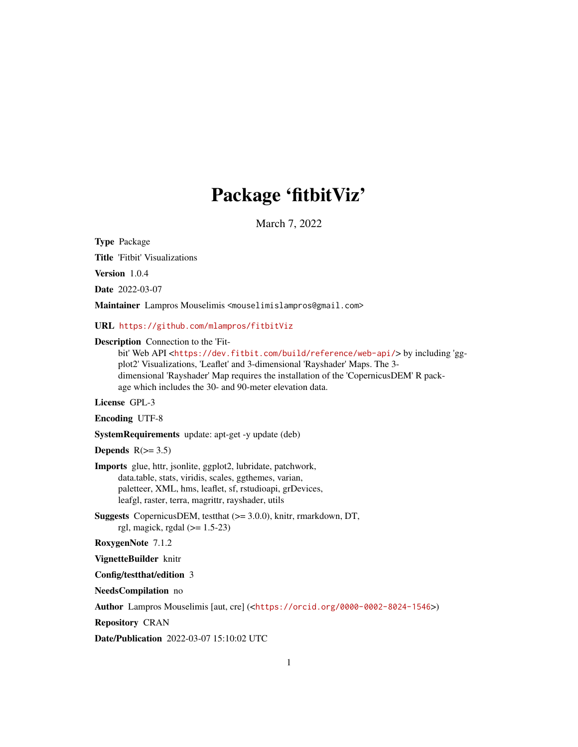# Package 'fitbitViz'

March 7, 2022

**Type** Package

**Title** 'Fitbit' Visualizations

**Version** 1.0.4

**Date** 2022-03-07

**Maintainer** Lampros Mouselimis <mouselimislampros@gmail.com>

**URL** https://github.com/mlampros/fitbitViz

**Description** Connection to the 'Fitbit' Web API <https://dev.fitbit.com/build/reference/web-api/> by including 'ggplot2' Visualizations, 'Leaflet' and 3-dimensional 'Rayshader' Maps. The 3-dimensional 'Rayshader' Map requires the installation of the 'CopernicusDEM' R package which includes the 30- and 90-meter elevation data.

**License** GPL-3

**Encoding** UTF-8

**SystemRequirements** update: apt-get -y update (deb)

**Depends** R(>= 3.5)

**Imports** glue, httr, jsonlite, ggplot2, lubridate, patchwork, data.table, stats, viridis, scales, ggthemes, varian, paletteer, XML, hms, leaflet, sf, rstudioapi, grDevices, leafgl, raster, terra, magrittr, rayshader, utils

**Suggests** CopernicusDEM, testthat (>= 3.0.0), knitr, rmarkdown, DT, rgl, magick, rgdal (>= 1.5-23)

**RoxygenNote** 7.1.2

**VignetteBuilder** knitr

**Config/testthat/edition** 3

**NeedsCompilation** no

**Author** Lampros Mouselimis [aut, cre] (<https://orcid.org/0000-0002-8024-1546>)

**Repository** CRAN

**Date/Publication** 2022-03-07 15:10:02 UTC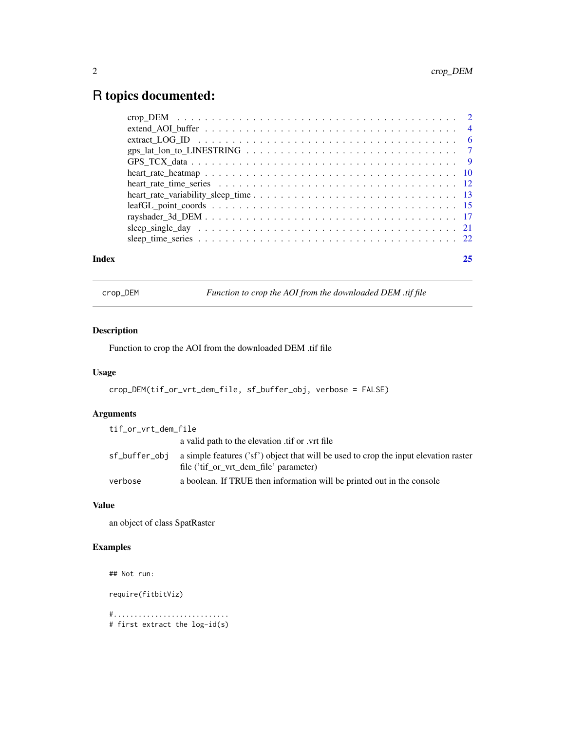# R topics documented:

| | |
|---|---|
| crop_DEM | 2 |
| extend_AOI_buffer | 4 |
| extract_LOG_ID | 6 |
| gps_lat_lon_to_LINESTRING | 7 |
| GPS_TCX_data | 9 |
| heart_rate_heatmap | 10 |
| heart_rate_time_series | 12 |
| heart_rate_variability_sleep_time | 13 |
| leafGL_point_coords | 15 |
| rayshader_3d_DEM | 17 |
| sleep_single_day | 21 |
| sleep_time_series | 22 |

**Index** 25

---

`crop_DEM` *Function to crop the AOI from the downloaded DEM .tif file*

---

## Description

Function to crop the AOI from the downloaded DEM .tif file

## Usage

```
crop_DEM(tif_or_vrt_dem_file, sf_buffer_obj, verbose = FALSE)
```

## Arguments

| | |
|---|---|
| `tif_or_vrt_dem_file` | a valid path to the elevation .tif or .vrt file |
| `sf_buffer_obj` | a simple features ('sf') object that will be used to crop the input elevation raster file ('tif_or_vrt_dem_file' parameter) |
| `verbose` | a boolean. If TRUE then information will be printed out in the console |

## Value

an object of class SpatRaster

## Examples

```
## Not run:

require(fitbitViz)

#............................
# first extract the log-id(s)
```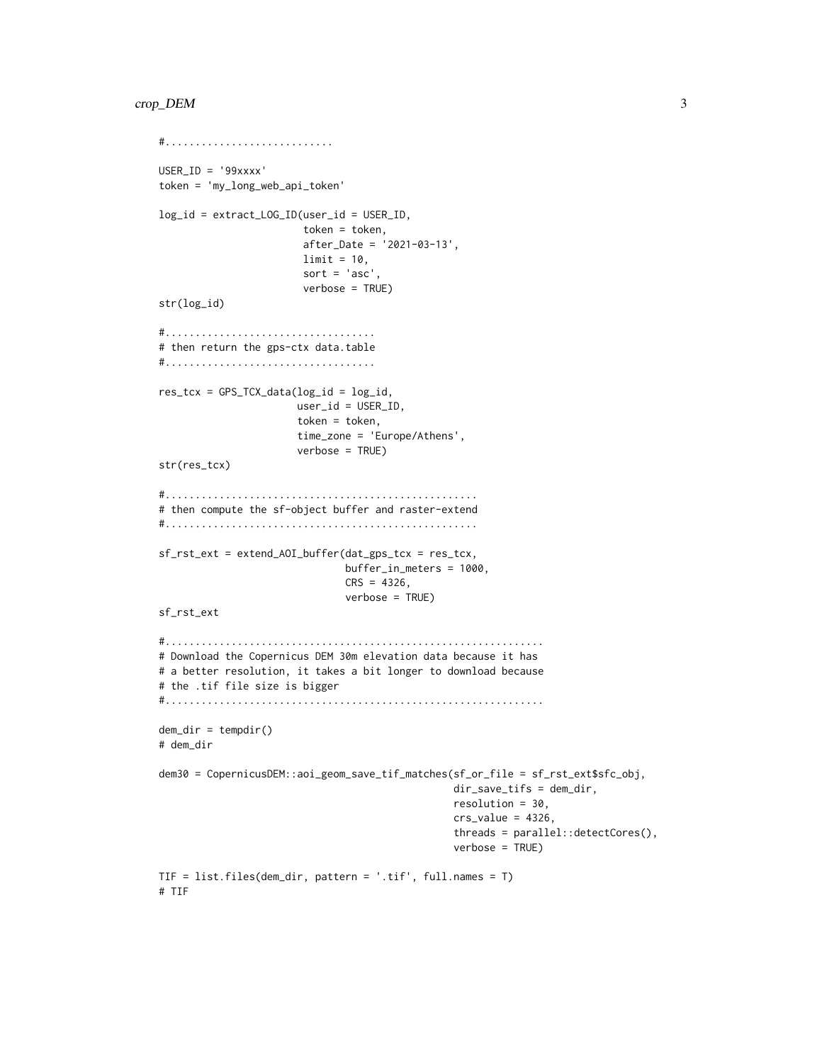```
#...........................

USER_ID = '99xxxx'
token = 'my_long_web_api_token'

log_id = extract_LOG_ID(user_id = USER_ID,
                        token = token,
                        after_Date = '2021-03-13',
                        limit = 10,
                        sort = 'asc',
                        verbose = TRUE)
str(log_id)

#.................................
# then return the gps-ctx data.table
#.................................

res_tcx = GPS_TCX_data(log_id = log_id,
                       user_id = USER_ID,
                       token = token,
                       time_zone = 'Europe/Athens',
                       verbose = TRUE)
str(res_tcx)

#..................................................
# then compute the sf-object buffer and raster-extend
#..................................................

sf_rst_ext = extend_AOI_buffer(dat_gps_tcx = res_tcx,
                               buffer_in_meters = 1000,
                               CRS = 4326,
                               verbose = TRUE)
sf_rst_ext

#...............................................................
# Download the Copernicus DEM 30m elevation data because it has
# a better resolution, it takes a bit longer to download because
# the .tif file size is bigger
#...............................................................

dem_dir = tempdir()
# dem_dir

dem30 = CopernicusDEM::aoi_geom_save_tif_matches(sf_or_file = sf_rst_ext$sfc_obj,
                                                 dir_save_tifs = dem_dir,
                                                 resolution = 30,
                                                 crs_value = 4326,
                                                 threads = parallel::detectCores(),
                                                 verbose = TRUE)

TIF = list.files(dem_dir, pattern = '.tif', full.names = T)
# TIF
```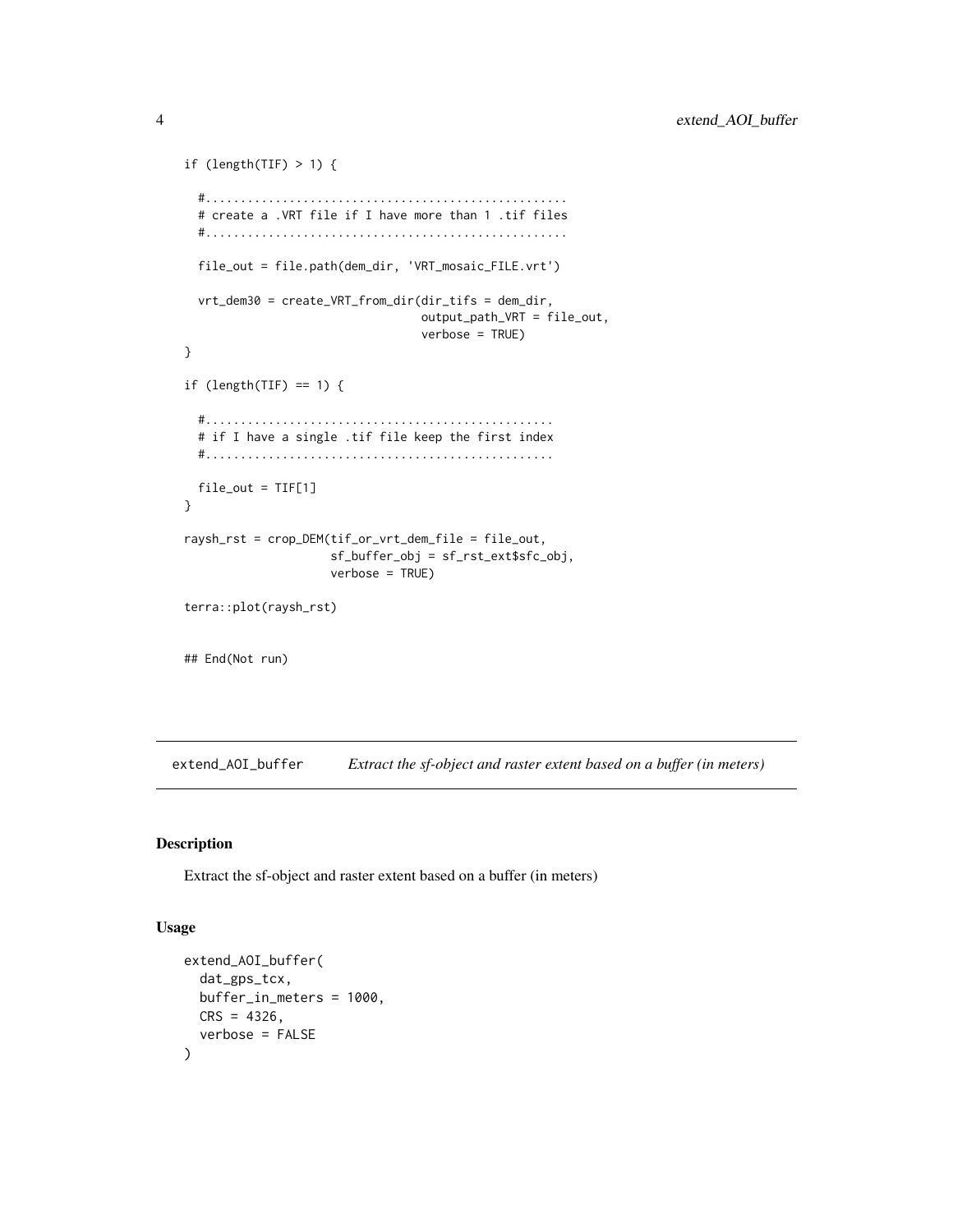```
if (length(TIF) > 1) {

  #....................................................
  # create a .VRT file if I have more than 1 .tif files
  #....................................................

  file_out = file.path(dem_dir, 'VRT_mosaic_FILE.vrt')

  vrt_dem30 = create_VRT_from_dir(dir_tifs = dem_dir,
                                  output_path_VRT = file_out,
                                  verbose = TRUE)
}

if (length(TIF) == 1) {

  #..................................................
  # if I have a single .tif file keep the first index
  #..................................................

  file_out = TIF[1]
}

raysh_rst = crop_DEM(tif_or_vrt_dem_file = file_out,
                     sf_buffer_obj = sf_rst_ext$sfc_obj,
                     verbose = TRUE)

terra::plot(raysh_rst)


## End(Not run)
```

## extend_AOI_buffer — *Extract the sf-object and raster extent based on a buffer (in meters)*

### Description

Extract the sf-object and raster extent based on a buffer (in meters)

### Usage

```
extend_AOI_buffer(
  dat_gps_tcx,
  buffer_in_meters = 1000,
  CRS = 4326,
  verbose = FALSE
)
```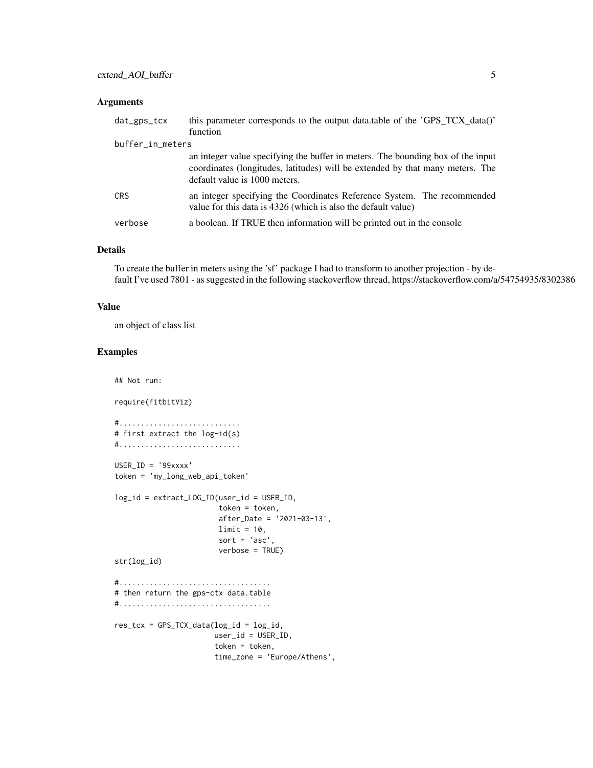### Arguments

| | |
|---|---|
| dat_gps_tcx | this parameter corresponds to the output data.table of the 'GPS_TCX_data()' function |
| buffer_in_meters | an integer value specifying the buffer in meters. The bounding box of the input coordinates (longitudes, latitudes) will be extended by that many meters. The default value is 1000 meters. |
| CRS | an integer specifying the Coordinates Reference System. The recommended value for this data is 4326 (which is also the default value) |
| verbose | a boolean. If TRUE then information will be printed out in the console |

### Details

To create the buffer in meters using the 'sf' package I had to transform to another projection - by default I've used 7801 - as suggested in the following stackoverflow thread, https://stackoverflow.com/a/54754935/8302386

### Value

an object of class list

### Examples

```
## Not run:

require(fitbitViz)

#...........................
# first extract the log-id(s)
#...........................

USER_ID = '99xxxx'
token = 'my_long_web_api_token'

log_id = extract_LOG_ID(user_id = USER_ID,
                        token = token,
                        after_Date = '2021-03-13',
                        limit = 10,
                        sort = 'asc',
                        verbose = TRUE)
str(log_id)

#..................................
# then return the gps-ctx data.table
#..................................

res_tcx = GPS_TCX_data(log_id = log_id,
                       user_id = USER_ID,
                       token = token,
                       time_zone = 'Europe/Athens',
```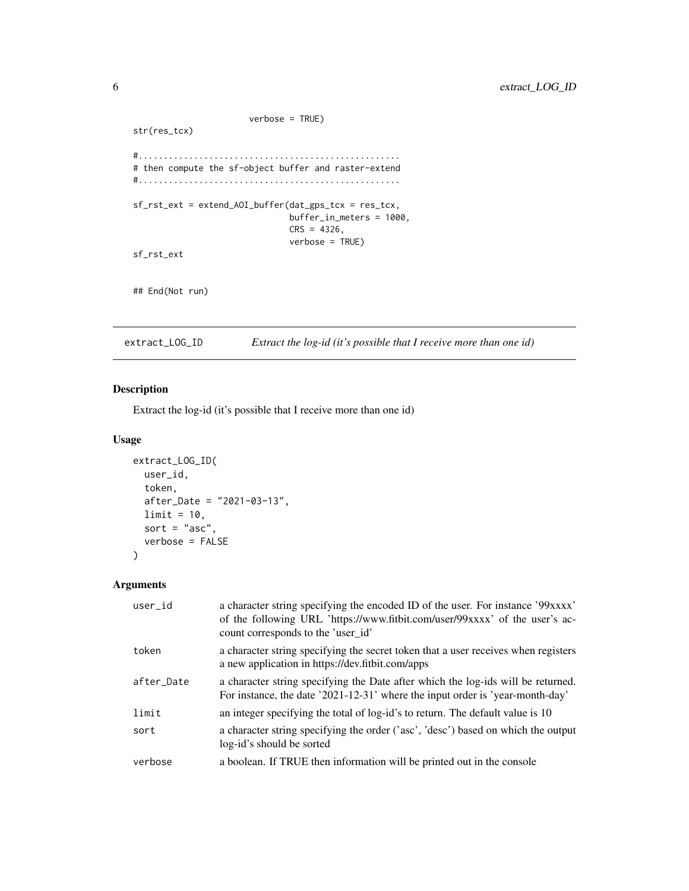```
                        verbose = TRUE)
str(res_tcx)

#....................................................
# then compute the sf-object buffer and raster-extend
#....................................................

sf_rst_ext = extend_AOI_buffer(dat_gps_tcx = res_tcx,
                               buffer_in_meters = 1000,
                               CRS = 4326,
                               verbose = TRUE)
sf_rst_ext


## End(Not run)
```

## extract_LOG_ID — *Extract the log-id (it's possible that I receive more than one id)*

### Description

Extract the log-id (it's possible that I receive more than one id)

### Usage

```
extract_LOG_ID(
  user_id,
  token,
  after_Date = "2021-03-13",
  limit = 10,
  sort = "asc",
  verbose = FALSE
)
```

### Arguments

| | |
|---|---|
| user_id | a character string specifying the encoded ID of the user. For instance '99xxxx' of the following URL 'https://www.fitbit.com/user/99xxxx' of the user's account corresponds to the 'user_id' |
| token | a character string specifying the secret token that a user receives when registers a new application in https://dev.fitbit.com/apps |
| after_Date | a character string specifying the Date after which the log-ids will be returned. For instance, the date '2021-12-31' where the input order is 'year-month-day' |
| limit | an integer specifying the total of log-id's to return. The default value is 10 |
| sort | a character string specifying the order ('asc', 'desc') based on which the output log-id's should be sorted |
| verbose | a boolean. If TRUE then information will be printed out in the console |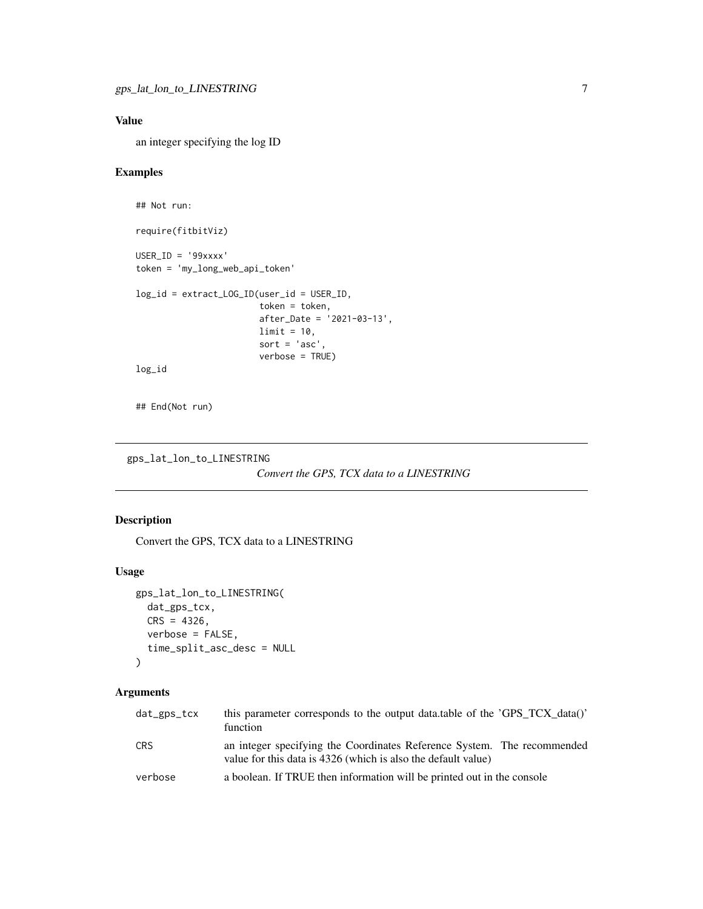## Value

an integer specifying the log ID

## Examples

```
## Not run:

require(fitbitViz)

USER_ID = '99xxxx'
token = 'my_long_web_api_token'

log_id = extract_LOG_ID(user_id = USER_ID,
                        token = token,
                        after_Date = '2021-03-13',
                        limit = 10,
                        sort = 'asc',
                        verbose = TRUE)
log_id


## End(Not run)
```

---

# gps_lat_lon_to_LINESTRING

*Convert the GPS, TCX data to a LINESTRING*

---

## Description

Convert the GPS, TCX data to a LINESTRING

## Usage

```
gps_lat_lon_to_LINESTRING(
  dat_gps_tcx,
  CRS = 4326,
  verbose = FALSE,
  time_split_asc_desc = NULL
)
```

## Arguments

| | |
|---|---|
| `dat_gps_tcx` | this parameter corresponds to the output data.table of the 'GPS_TCX_data()' function |
| `CRS` | an integer specifying the Coordinates Reference System. The recommended value for this data is 4326 (which is also the default value) |
| `verbose` | a boolean. If TRUE then information will be printed out in the console |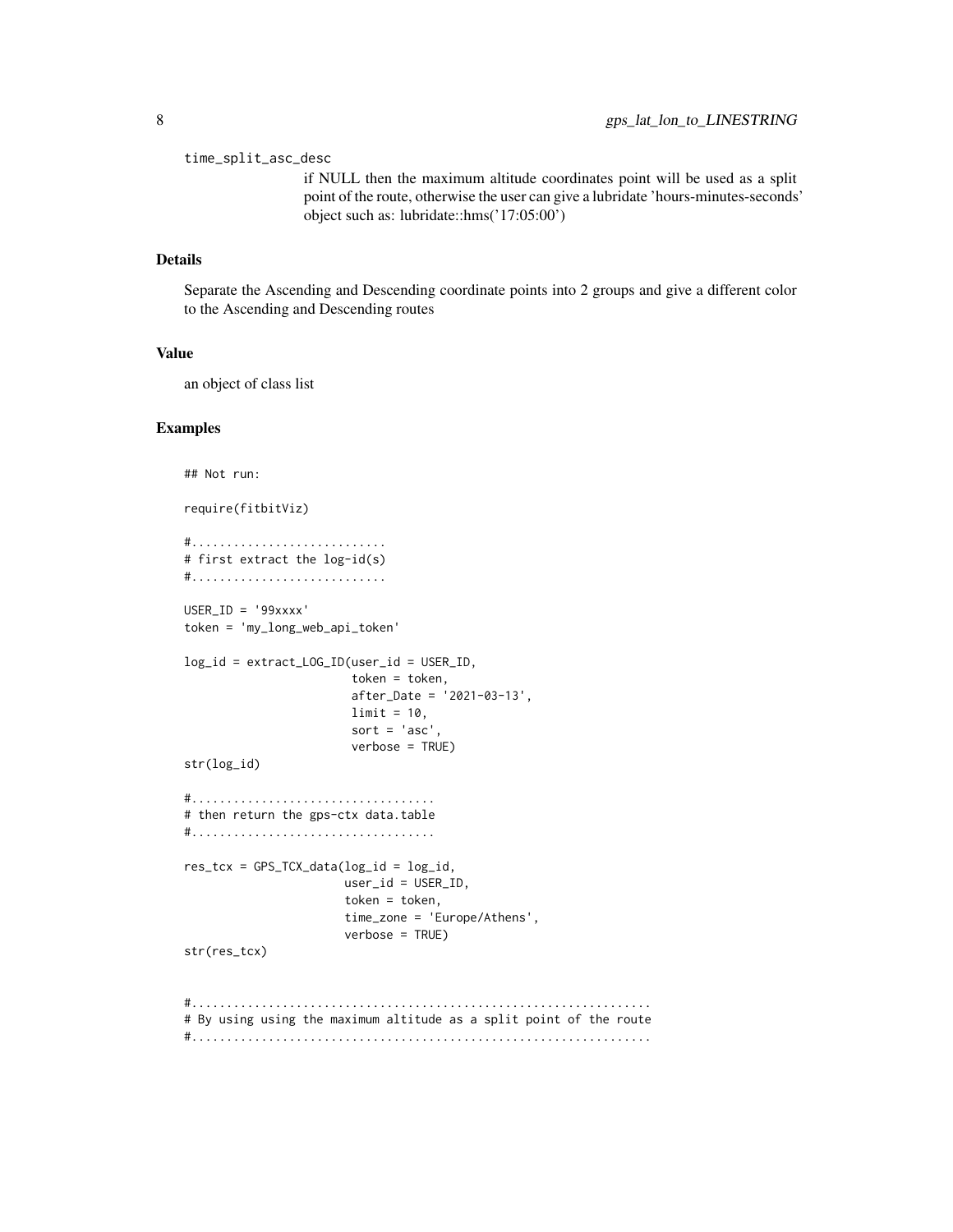time_split_asc_desc

if NULL then the maximum altitude coordinates point will be used as a split point of the route, otherwise the user can give a lubridate 'hours-minutes-seconds' object such as: lubridate::hms('17:05:00')

### Details

Separate the Ascending and Descending coordinate points into 2 groups and give a different color to the Ascending and Descending routes

### Value

an object of class list

### Examples

```
## Not run:

require(fitbitViz)

#...........................
# first extract the log-id(s)
#...........................

USER_ID = '99xxxx'
token = 'my_long_web_api_token'

log_id = extract_LOG_ID(user_id = USER_ID,
                        token = token,
                        after_Date = '2021-03-13',
                        limit = 10,
                        sort = 'asc',
                        verbose = TRUE)
str(log_id)

#..................................
# then return the gps-ctx data.table
#..................................

res_tcx = GPS_TCX_data(log_id = log_id,
                       user_id = USER_ID,
                       token = token,
                       time_zone = 'Europe/Athens',
                       verbose = TRUE)
str(res_tcx)


#................................................................
# By using using the maximum altitude as a split point of the route
#................................................................
```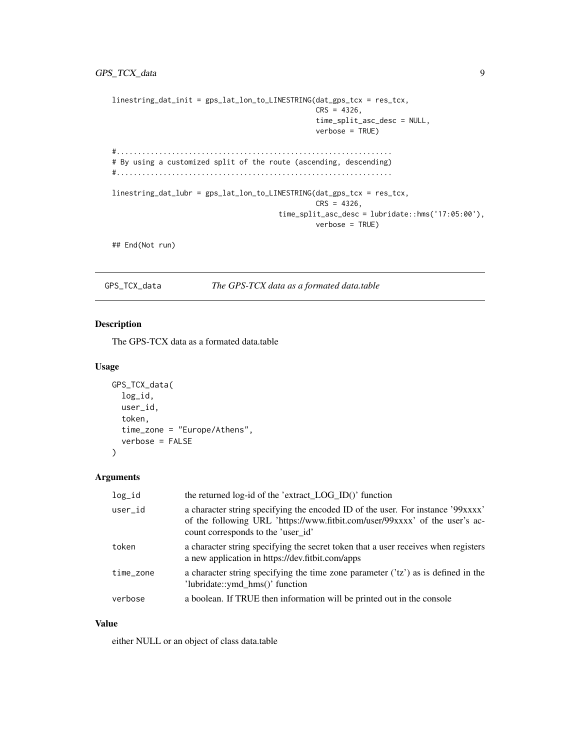```
linestring_dat_init = gps_lat_lon_to_LINESTRING(dat_gps_tcx = res_tcx,
                                                CRS = 4326,
                                                time_split_asc_desc = NULL,
                                                verbose = TRUE)

#...............................................................
# By using a customized split of the route (ascending, descending)
#...............................................................

linestring_dat_lubr = gps_lat_lon_to_LINESTRING(dat_gps_tcx = res_tcx,
                                                CRS = 4326,
                                      time_split_asc_desc = lubridate::hms('17:05:00'),
                                                verbose = TRUE)

## End(Not run)
```

## GPS_TCX_data — *The GPS-TCX data as a formated data.table*

### Description

The GPS-TCX data as a formated data.table

### Usage

```
GPS_TCX_data(
  log_id,
  user_id,
  token,
  time_zone = "Europe/Athens",
  verbose = FALSE
)
```

### Arguments

| | |
|---|---|
| log_id | the returned log-id of the 'extract_LOG_ID()' function |
| user_id | a character string specifying the encoded ID of the user. For instance '99xxxx' of the following URL 'https://www.fitbit.com/user/99xxxx' of the user's account corresponds to the 'user_id' |
| token | a character string specifying the secret token that a user receives when registers a new application in https://dev.fitbit.com/apps |
| time_zone | a character string specifying the time zone parameter ('tz') as is defined in the 'lubridate::ymd_hms()' function |
| verbose | a boolean. If TRUE then information will be printed out in the console |

### Value

either NULL or an object of class data.table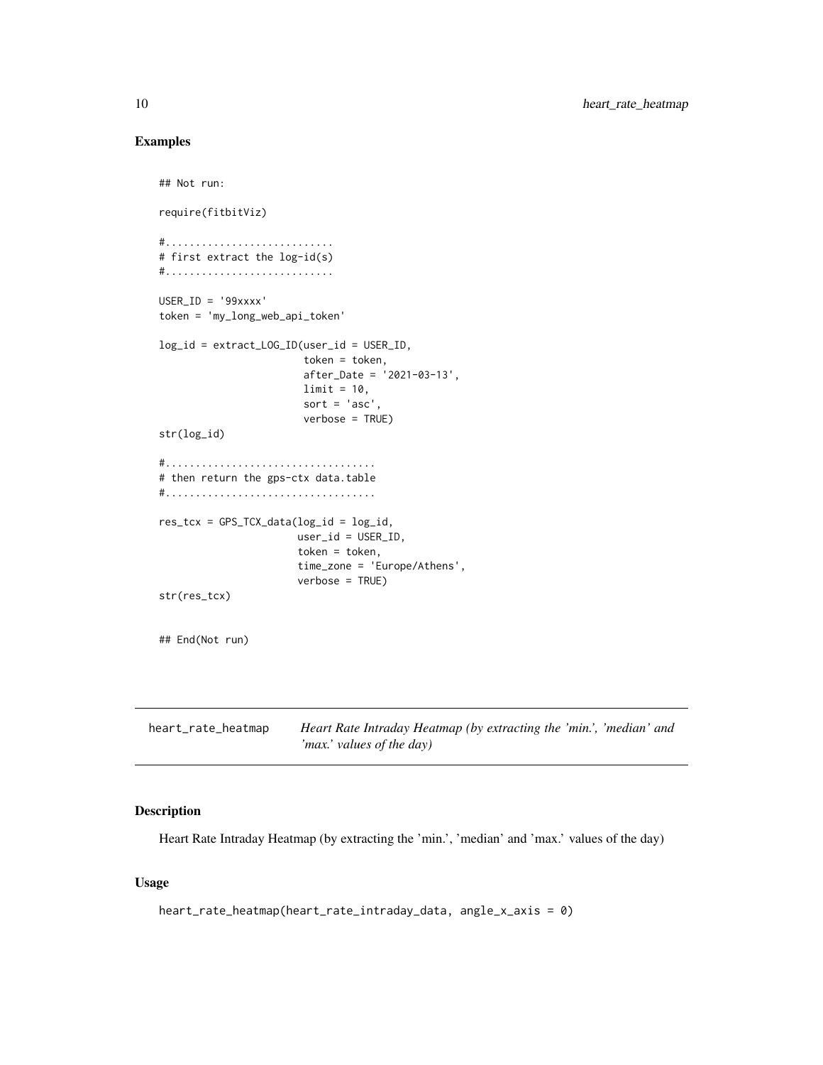## Examples

```
## Not run:

require(fitbitViz)

#...........................
# first extract the log-id(s)
#...........................

USER_ID = '99xxxx'
token = 'my_long_web_api_token'

log_id = extract_LOG_ID(user_id = USER_ID,
                        token = token,
                        after_Date = '2021-03-13',
                        limit = 10,
                        sort = 'asc',
                        verbose = TRUE)
str(log_id)

#..................................
# then return the gps-ctx data.table
#..................................

res_tcx = GPS_TCX_data(log_id = log_id,
                       user_id = USER_ID,
                       token = token,
                       time_zone = 'Europe/Athens',
                       verbose = TRUE)
str(res_tcx)


## End(Not run)
```

---

heart_rate_heatmap    *Heart Rate Intraday Heatmap (by extracting the 'min.', 'median' and 'max.' values of the day)*

---

## Description

Heart Rate Intraday Heatmap (by extracting the 'min.', 'median' and 'max.' values of the day)

## Usage

```
heart_rate_heatmap(heart_rate_intraday_data, angle_x_axis = 0)
```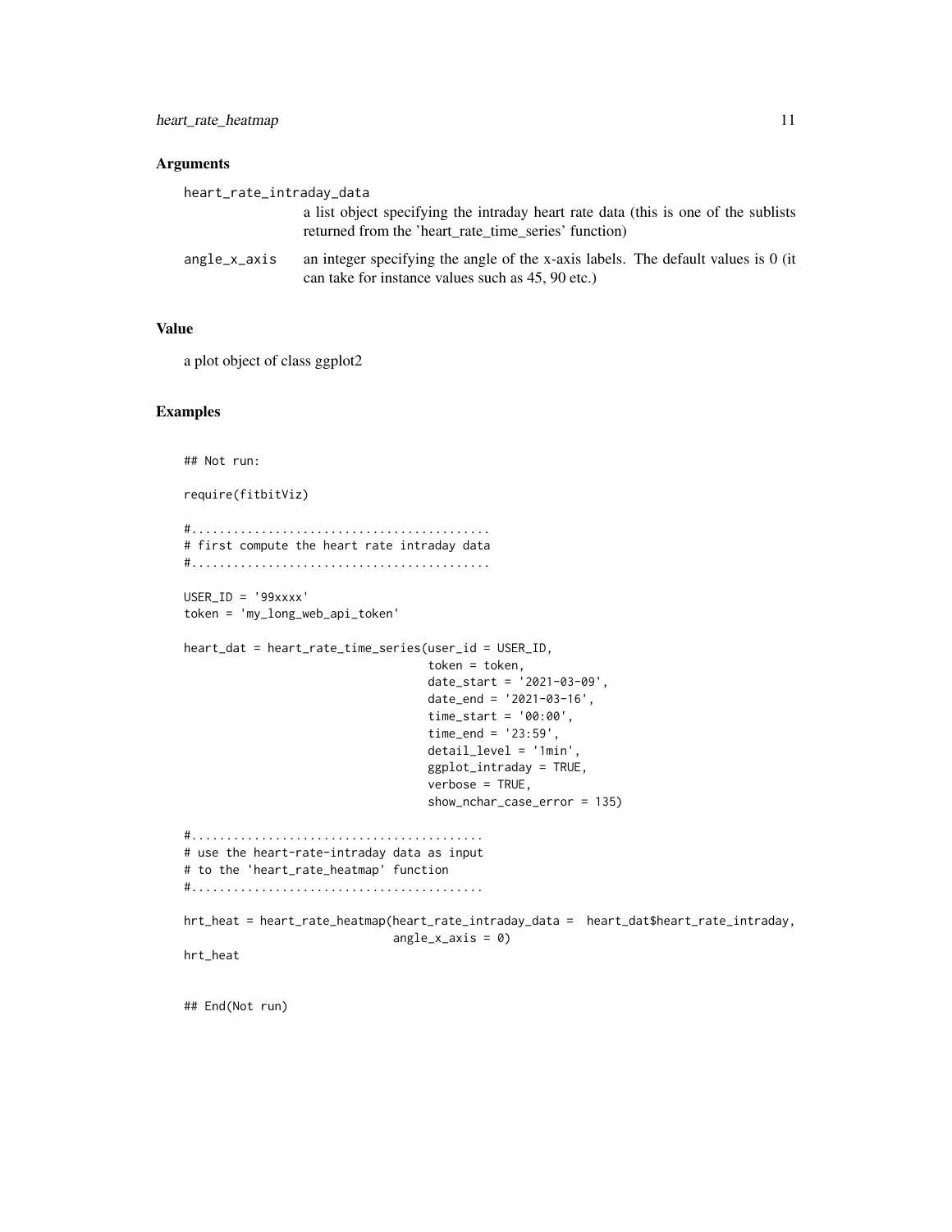## Arguments

`heart_rate_intraday_data`
: a list object specifying the intraday heart rate data (this is one of the sublists returned from the 'heart_rate_time_series' function)

`angle_x_axis`
: an integer specifying the angle of the x-axis labels. The default values is 0 (it can take for instance values such as 45, 90 etc.)

## Value

a plot object of class ggplot2

## Examples

```
## Not run:

require(fitbitViz)

#..........................................
# first compute the heart rate intraday data
#..........................................

USER_ID = '99xxxx'
token = 'my_long_web_api_token'

heart_dat = heart_rate_time_series(user_id = USER_ID,
                                   token = token,
                                   date_start = '2021-03-09',
                                   date_end = '2021-03-16',
                                   time_start = '00:00',
                                   time_end = '23:59',
                                   detail_level = '1min',
                                   ggplot_intraday = TRUE,
                                   verbose = TRUE,
                                   show_nchar_case_error = 135)

#.........................................
# use the heart-rate-intraday data as input
# to the 'heart_rate_heatmap' function
#.........................................

hrt_heat = heart_rate_heatmap(heart_rate_intraday_data =  heart_dat$heart_rate_intraday,
                              angle_x_axis = 0)
hrt_heat


## End(Not run)
```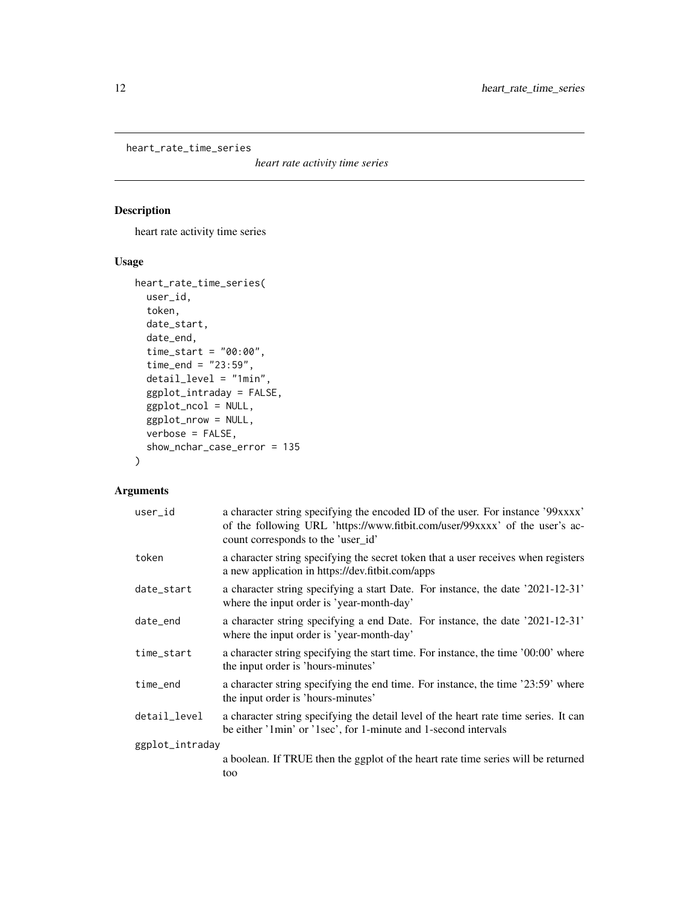heart_rate_time_series

*heart rate activity time series*

## Description

heart rate activity time series

## Usage

```
heart_rate_time_series(
  user_id,
  token,
  date_start,
  date_end,
  time_start = "00:00",
  time_end = "23:59",
  detail_level = "1min",
  ggplot_intraday = FALSE,
  ggplot_ncol = NULL,
  ggplot_nrow = NULL,
  verbose = FALSE,
  show_nchar_case_error = 135
)
```

## Arguments

| | |
|---|---|
| `user_id` | a character string specifying the encoded ID of the user. For instance '99xxxx' of the following URL 'https://www.fitbit.com/user/99xxxx' of the user's account corresponds to the 'user_id' |
| `token` | a character string specifying the secret token that a user receives when registers a new application in https://dev.fitbit.com/apps |
| `date_start` | a character string specifying a start Date. For instance, the date '2021-12-31' where the input order is 'year-month-day' |
| `date_end` | a character string specifying a end Date. For instance, the date '2021-12-31' where the input order is 'year-month-day' |
| `time_start` | a character string specifying the start time. For instance, the time '00:00' where the input order is 'hours-minutes' |
| `time_end` | a character string specifying the end time. For instance, the time '23:59' where the input order is 'hours-minutes' |
| `detail_level` | a character string specifying the detail level of the heart rate time series. It can be either '1min' or '1sec', for 1-minute and 1-second intervals |
| `ggplot_intraday` | a boolean. If TRUE then the ggplot of the heart rate time series will be returned too |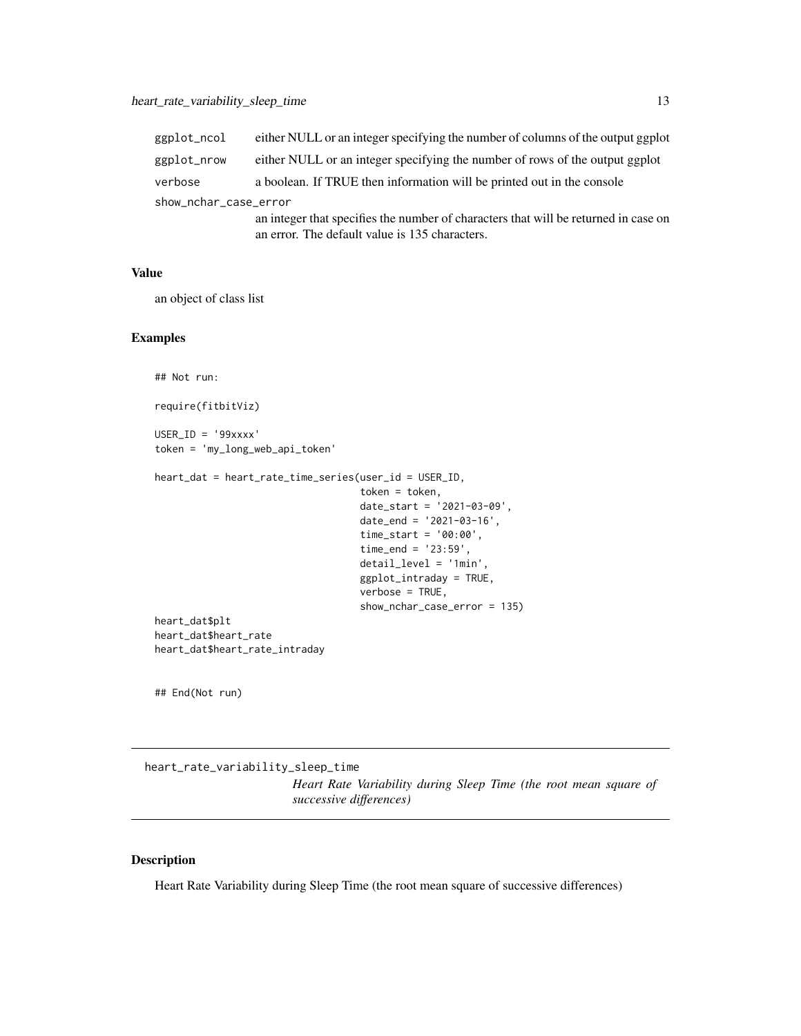| | |
|---|---|
| ggplot_ncol | either NULL or an integer specifying the number of columns of the output ggplot |
| ggplot_nrow | either NULL or an integer specifying the number of rows of the output ggplot |
| verbose | a boolean. If TRUE then information will be printed out in the console |
| show_nchar_case_error | an integer that specifies the number of characters that will be returned in case on an error. The default value is 135 characters. |

### Value

an object of class list

### Examples

```
## Not run:

require(fitbitViz)

USER_ID = '99xxxx'
token = 'my_long_web_api_token'

heart_dat = heart_rate_time_series(user_id = USER_ID,
                                   token = token,
                                   date_start = '2021-03-09',
                                   date_end = '2021-03-16',
                                   time_start = '00:00',
                                   time_end = '23:59',
                                   detail_level = '1min',
                                   ggplot_intraday = TRUE,
                                   verbose = TRUE,
                                   show_nchar_case_error = 135)
heart_dat$plt
heart_dat$heart_rate
heart_dat$heart_rate_intraday


## End(Not run)
```

---

## heart_rate_variability_sleep_time

*Heart Rate Variability during Sleep Time (the root mean square of successive differences)*

---

### Description

Heart Rate Variability during Sleep Time (the root mean square of successive differences)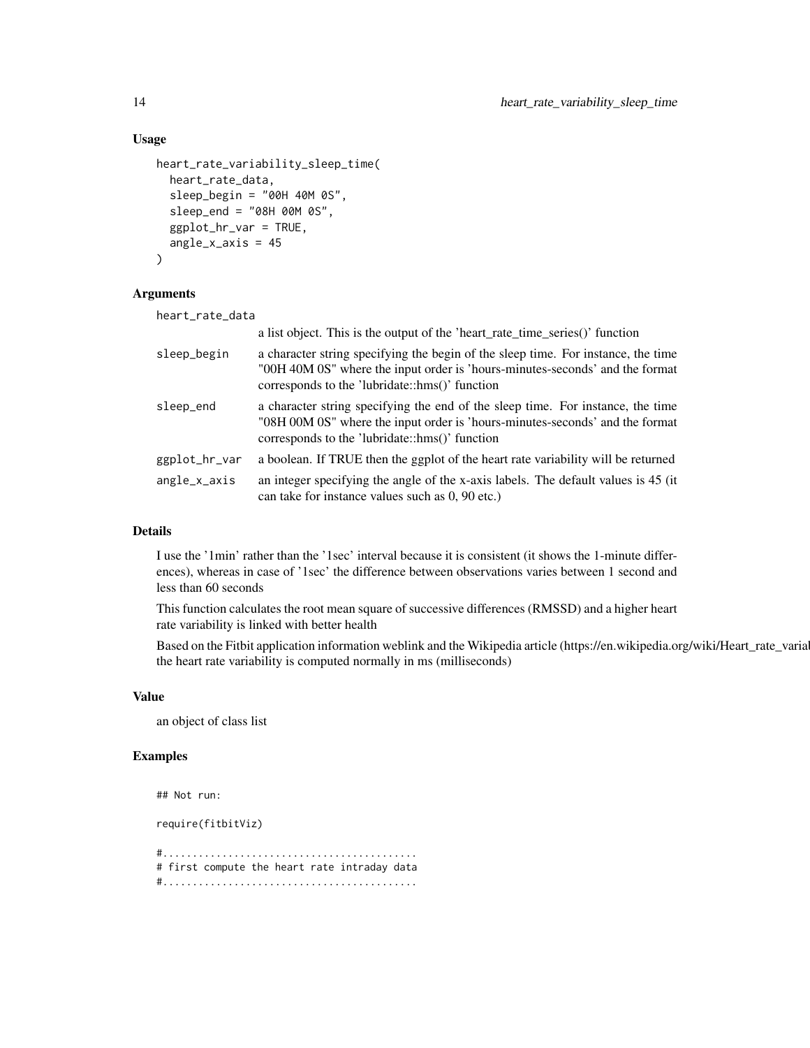### Usage

```
heart_rate_variability_sleep_time(
  heart_rate_data,
  sleep_begin = "00H 40M 0S",
  sleep_end = "08H 00M 0S",
  ggplot_hr_var = TRUE,
  angle_x_axis = 45
)
```

### Arguments

`heart_rate_data`
: a list object. This is the output of the 'heart_rate_time_series()' function

`sleep_begin`
: a character string specifying the begin of the sleep time. For instance, the time "00H 40M 0S" where the input order is 'hours-minutes-seconds' and the format corresponds to the 'lubridate::hms()' function

`sleep_end`
: a character string specifying the end of the sleep time. For instance, the time "08H 00M 0S" where the input order is 'hours-minutes-seconds' and the format corresponds to the 'lubridate::hms()' function

`ggplot_hr_var`
: a boolean. If TRUE then the ggplot of the heart rate variability will be returned

`angle_x_axis`
: an integer specifying the angle of the x-axis labels. The default values is 45 (it can take for instance values such as 0, 90 etc.)

### Details

I use the '1min' rather than the '1sec' interval because it is consistent (it shows the 1-minute differences), whereas in case of '1sec' the difference between observations varies between 1 second and less than 60 seconds

This function calculates the root mean square of successive differences (RMSSD) and a higher heart rate variability is linked with better health

Based on the Fitbit application information weblink and the Wikipedia article (https://en.wikipedia.org/wiki/Heart_rate_varial the heart rate variability is computed normally in ms (milliseconds)

### Value

an object of class list

### Examples

```
## Not run:

require(fitbitViz)

#..........................................
# first compute the heart rate intraday data
#..........................................
```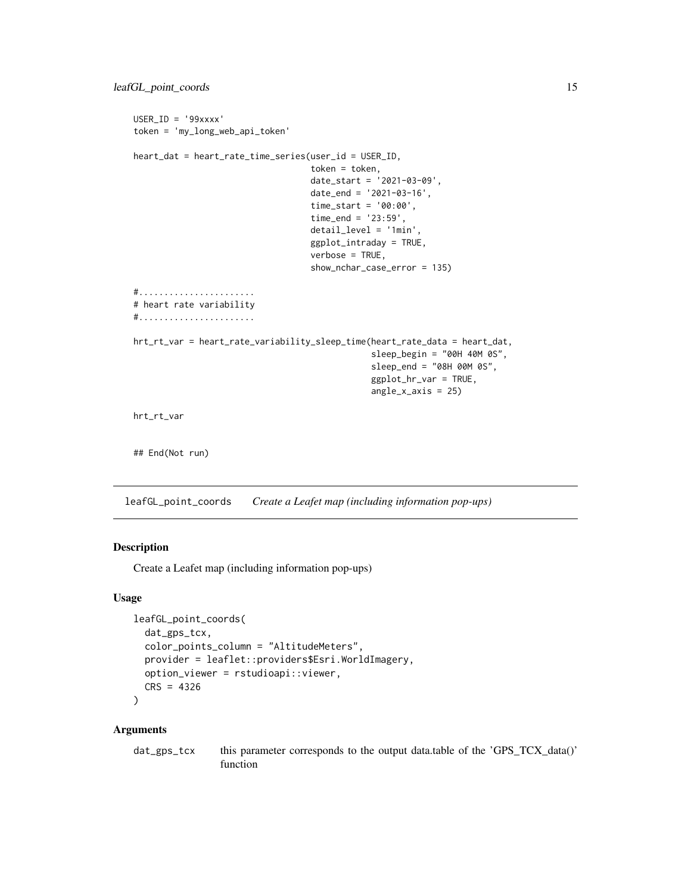```
USER_ID = '99xxxx'
token = 'my_long_web_api_token'

heart_dat = heart_rate_time_series(user_id = USER_ID,
                                   token = token,
                                   date_start = '2021-03-09',
                                   date_end = '2021-03-16',
                                   time_start = '00:00',
                                   time_end = '23:59',
                                   detail_level = '1min',
                                   ggplot_intraday = TRUE,
                                   verbose = TRUE,
                                   show_nchar_case_error = 135)

#.......................
# heart rate variability
#.......................

hrt_rt_var = heart_rate_variability_sleep_time(heart_rate_data = heart_dat,
                                               sleep_begin = "00H 40M 0S",
                                               sleep_end = "08H 00M 0S",
                                               ggplot_hr_var = TRUE,
                                               angle_x_axis = 25)

hrt_rt_var


## End(Not run)
```

## leafGL_point_coords *Create a Leafet map (including information pop-ups)*

### Description

Create a Leafet map (including information pop-ups)

### Usage

```
leafGL_point_coords(
  dat_gps_tcx,
  color_points_column = "AltitudeMeters",
  provider = leaflet::providers$Esri.WorldImagery,
  option_viewer = rstudioapi::viewer,
  CRS = 4326
)
```

### Arguments

| | |
|---|---|
| dat_gps_tcx | this parameter corresponds to the output data.table of the 'GPS_TCX_data()' function |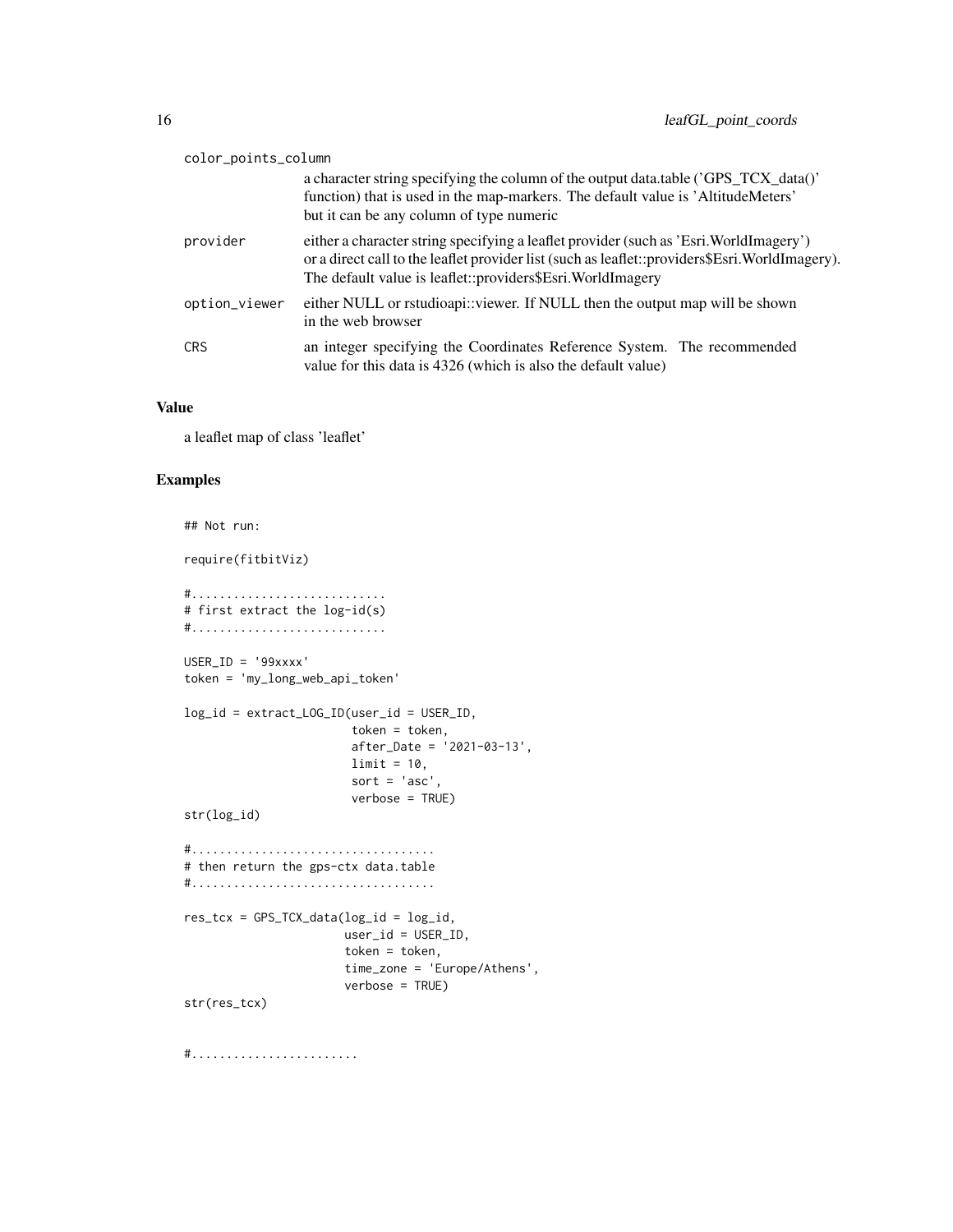color_points_column
: a character string specifying the column of the output data.table ('GPS_TCX_data()' function) that is used in the map-markers. The default value is 'AltitudeMeters' but it can be any column of type numeric

provider
: either a character string specifying a leaflet provider (such as 'Esri.WorldImagery') or a direct call to the leaflet provider list (such as leaflet::providers$Esri.WorldImagery). The default value is leaflet::providers$Esri.WorldImagery

option_viewer
: either NULL or rstudioapi::viewer. If NULL then the output map will be shown in the web browser

CRS
: an integer specifying the Coordinates Reference System. The recommended value for this data is 4326 (which is also the default value)

## Value

a leaflet map of class 'leaflet'

## Examples

```
## Not run:

require(fitbitViz)

#...........................
# first extract the log-id(s)
#...........................

USER_ID = '99xxxx'
token = 'my_long_web_api_token'

log_id = extract_LOG_ID(user_id = USER_ID,
                        token = token,
                        after_Date = '2021-03-13',
                        limit = 10,
                        sort = 'asc',
                        verbose = TRUE)
str(log_id)

#..................................
# then return the gps-ctx data.table
#..................................

res_tcx = GPS_TCX_data(log_id = log_id,
                       user_id = USER_ID,
                       token = token,
                       time_zone = 'Europe/Athens',
                       verbose = TRUE)
str(res_tcx)


#.......................
```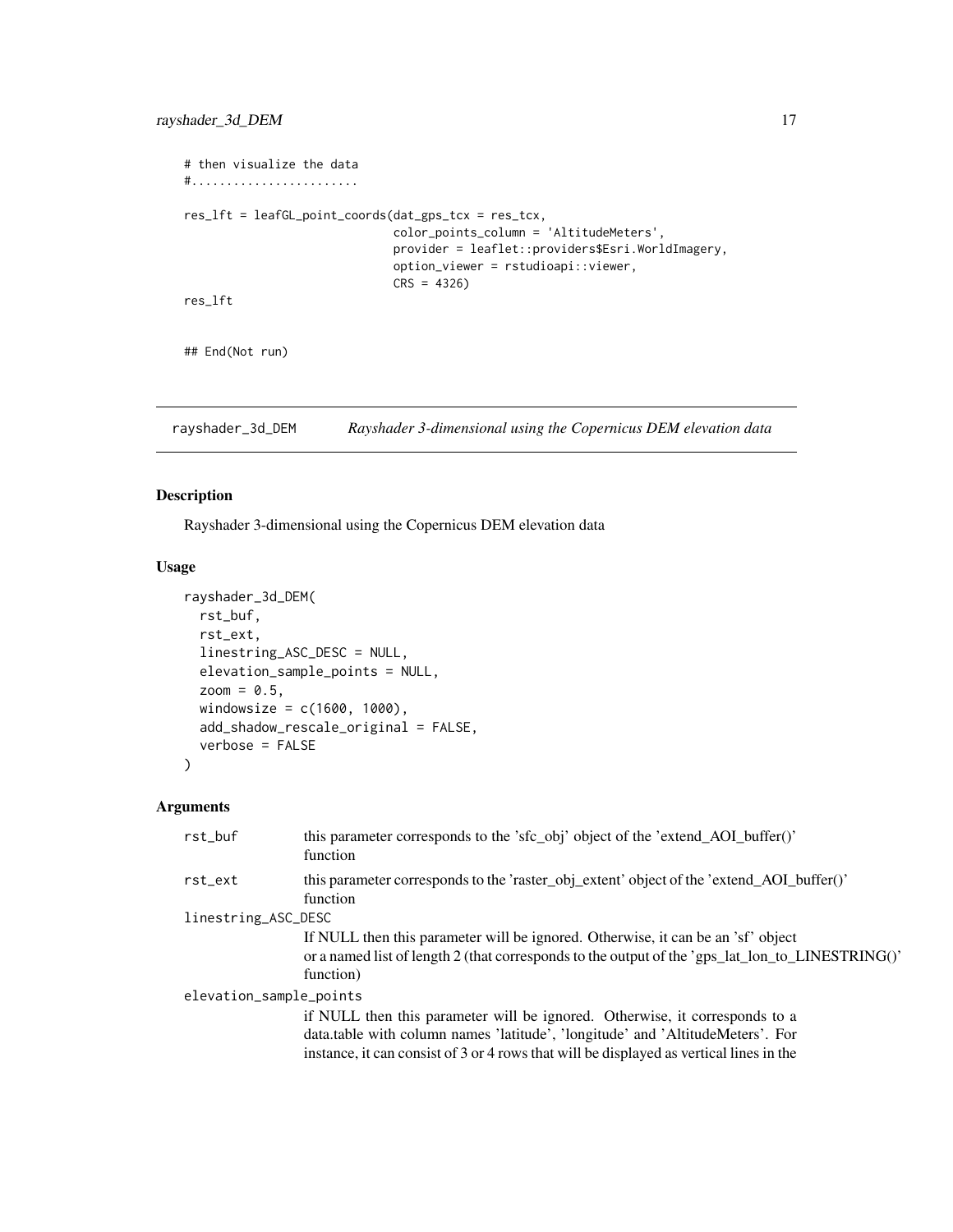```
# then visualize the data
#........................

res_lft = leafGL_point_coords(dat_gps_tcx = res_tcx,
                              color_points_column = 'AltitudeMeters',
                              provider = leaflet::providers$Esri.WorldImagery,
                              option_viewer = rstudioapi::viewer,
                              CRS = 4326)
res_lft


## End(Not run)
```

## rayshader_3d_DEM — *Rayshader 3-dimensional using the Copernicus DEM elevation data*

### Description

Rayshader 3-dimensional using the Copernicus DEM elevation data

### Usage

```
rayshader_3d_DEM(
  rst_buf,
  rst_ext,
  linestring_ASC_DESC = NULL,
  elevation_sample_points = NULL,
  zoom = 0.5,
  windowsize = c(1600, 1000),
  add_shadow_rescale_original = FALSE,
  verbose = FALSE
)
```

### Arguments

| | |
|---|---|
| `rst_buf` | this parameter corresponds to the 'sfc_obj' object of the 'extend_AOI_buffer()' function |
| `rst_ext` | this parameter corresponds to the 'raster_obj_extent' object of the 'extend_AOI_buffer()' function |
| `linestring_ASC_DESC` | If NULL then this parameter will be ignored. Otherwise, it can be an 'sf' object or a named list of length 2 (that corresponds to the output of the 'gps_lat_lon_to_LINESTRING()' function) |
| `elevation_sample_points` | if NULL then this parameter will be ignored. Otherwise, it corresponds to a data.table with column names 'latitude', 'longitude' and 'AltitudeMeters'. For instance, it can consist of 3 or 4 rows that will be displayed as vertical lines in the |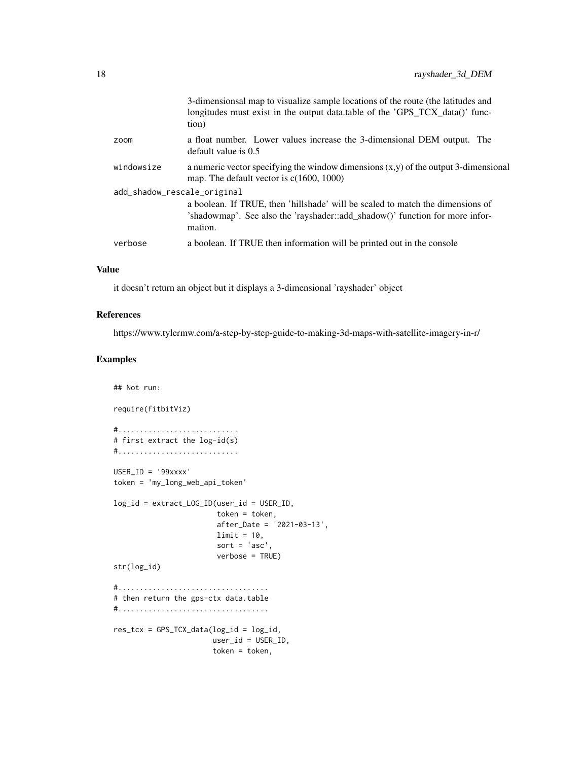| | |
|---|---|
| | 3-dimensionsal map to visualize sample locations of the route (the latitudes and longitudes must exist in the output data.table of the 'GPS_TCX_data()' function) |
| zoom | a float number. Lower values increase the 3-dimensional DEM output. The default value is 0.5 |
| windowsize | a numeric vector specifying the window dimensions (x,y) of the output 3-dimensional map. The default vector is c(1600, 1000) |
| add_shadow_rescale_original | a boolean. If TRUE, then 'hillshade' will be scaled to match the dimensions of 'shadowmap'. See also the 'rayshader::add_shadow()' function for more information. |
| verbose | a boolean. If TRUE then information will be printed out in the console |

### Value

it doesn't return an object but it displays a 3-dimensional 'rayshader' object

### References

https://www.tylermw.com/a-step-by-step-guide-to-making-3d-maps-with-satellite-imagery-in-r/

### Examples

```
## Not run:

require(fitbitViz)

#............................
# first extract the log-id(s)
#............................

USER_ID = '99xxxx'
token = 'my_long_web_api_token'

log_id = extract_LOG_ID(user_id = USER_ID,
                        token = token,
                        after_Date = '2021-03-13',
                        limit = 10,
                        sort = 'asc',
                        verbose = TRUE)
str(log_id)

#...................................
# then return the gps-ctx data.table
#...................................

res_tcx = GPS_TCX_data(log_id = log_id,
                       user_id = USER_ID,
                       token = token,
```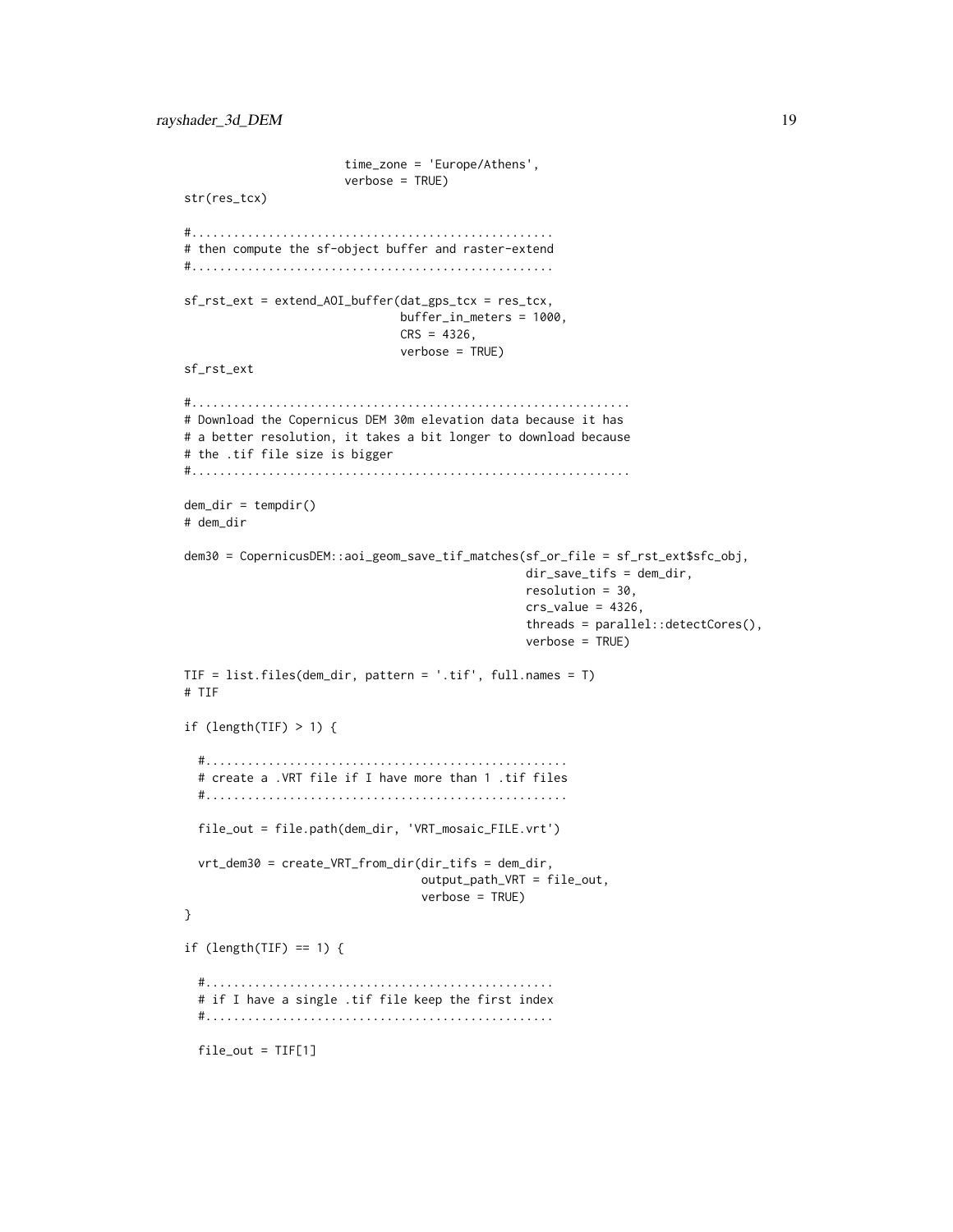```
                        time_zone = 'Europe/Athens',
                        verbose = TRUE)
str(res_tcx)

#...................................................
# then compute the sf-object buffer and raster-extend
#...................................................

sf_rst_ext = extend_AOI_buffer(dat_gps_tcx = res_tcx,
                               buffer_in_meters = 1000,
                               CRS = 4326,
                               verbose = TRUE)
sf_rst_ext

#..............................................................
# Download the Copernicus DEM 30m elevation data because it has
# a better resolution, it takes a bit longer to download because
# the .tif file size is bigger
#..............................................................

dem_dir = tempdir()
# dem_dir

dem30 = CopernicusDEM::aoi_geom_save_tif_matches(sf_or_file = sf_rst_ext$sfc_obj,
                                                 dir_save_tifs = dem_dir,
                                                 resolution = 30,
                                                 crs_value = 4326,
                                                 threads = parallel::detectCores(),
                                                 verbose = TRUE)

TIF = list.files(dem_dir, pattern = '.tif', full.names = T)
# TIF

if (length(TIF) > 1) {

  #....................................................
  # create a .VRT file if I have more than 1 .tif files
  #....................................................

  file_out = file.path(dem_dir, 'VRT_mosaic_FILE.vrt')

  vrt_dem30 = create_VRT_from_dir(dir_tifs = dem_dir,
                                  output_path_VRT = file_out,
                                  verbose = TRUE)
}

if (length(TIF) == 1) {

  #..................................................
  # if I have a single .tif file keep the first index
  #..................................................

  file_out = TIF[1]
```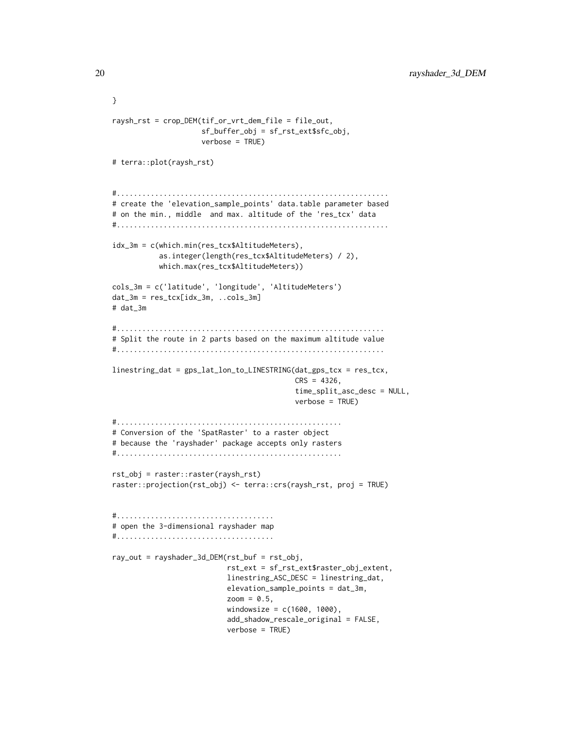```
}

raysh_rst = crop_DEM(tif_or_vrt_dem_file = file_out,
                     sf_buffer_obj = sf_rst_ext$sfc_obj,
                     verbose = TRUE)

# terra::plot(raysh_rst)


#...............................................................
# create the 'elevation_sample_points' data.table parameter based
# on the min., middle  and max. altitude of the 'res_tcx' data
#...............................................................

idx_3m = c(which.min(res_tcx$AltitudeMeters),
           as.integer(length(res_tcx$AltitudeMeters) / 2),
           which.max(res_tcx$AltitudeMeters))

cols_3m = c('latitude', 'longitude', 'AltitudeMeters')
dat_3m = res_tcx[idx_3m, ..cols_3m]
# dat_3m

#..............................................................
# Split the route in 2 parts based on the maximum altitude value
#..............................................................

linestring_dat = gps_lat_lon_to_LINESTRING(dat_gps_tcx = res_tcx,
                                           CRS = 4326,
                                           time_split_asc_desc = NULL,
                                           verbose = TRUE)

#....................................................
# Conversion of the 'SpatRaster' to a raster object
# because the 'rayshader' package accepts only rasters
#....................................................

rst_obj = raster::raster(raysh_rst)
raster::projection(rst_obj) <- terra::crs(raysh_rst, proj = TRUE)


#.....................................
# open the 3-dimensional rayshader map
#.....................................

ray_out = rayshader_3d_DEM(rst_buf = rst_obj,
                           rst_ext = sf_rst_ext$raster_obj_extent,
                           linestring_ASC_DESC = linestring_dat,
                           elevation_sample_points = dat_3m,
                           zoom = 0.5,
                           windowsize = c(1600, 1000),
                           add_shadow_rescale_original = FALSE,
                           verbose = TRUE)
```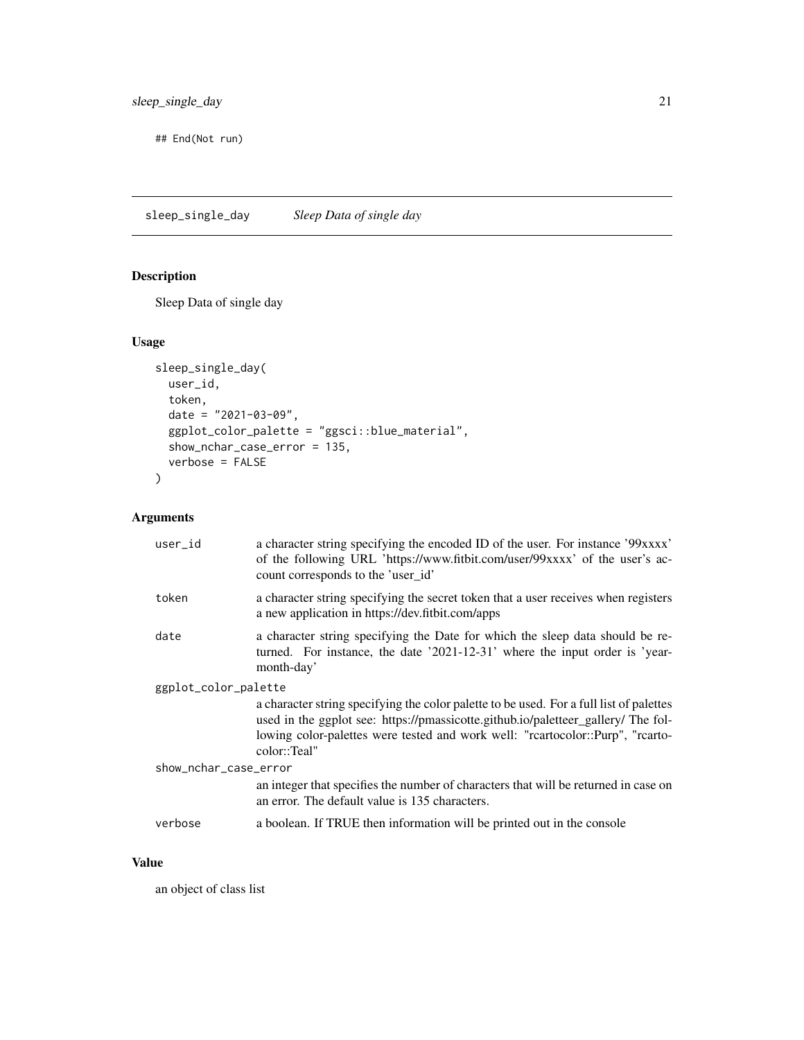```
## End(Not run)
```

## sleep_single_day *Sleep Data of single day*

### Description

Sleep Data of single day

### Usage

```
sleep_single_day(
  user_id,
  token,
  date = "2021-03-09",
  ggplot_color_palette = "ggsci::blue_material",
  show_nchar_case_error = 135,
  verbose = FALSE
)
```

### Arguments

| Argument | Description |
|---|---|
| user_id | a character string specifying the encoded ID of the user. For instance '99xxxx' of the following URL 'https://www.fitbit.com/user/99xxxx' of the user's account corresponds to the 'user_id' |
| token | a character string specifying the secret token that a user receives when registers a new application in https://dev.fitbit.com/apps |
| date | a character string specifying the Date for which the sleep data should be returned. For instance, the date '2021-12-31' where the input order is 'year-month-day' |
| ggplot_color_palette | a character string specifying the color palette to be used. For a full list of palettes used in the ggplot see: https://pmassicotte.github.io/paletteer_gallery/ The following color-palettes were tested and work well: "rcartocolor::Purp", "rcartocolor::Teal" |
| show_nchar_case_error | an integer that specifies the number of characters that will be returned in case on an error. The default value is 135 characters. |
| verbose | a boolean. If TRUE then information will be printed out in the console |

### Value

an object of class list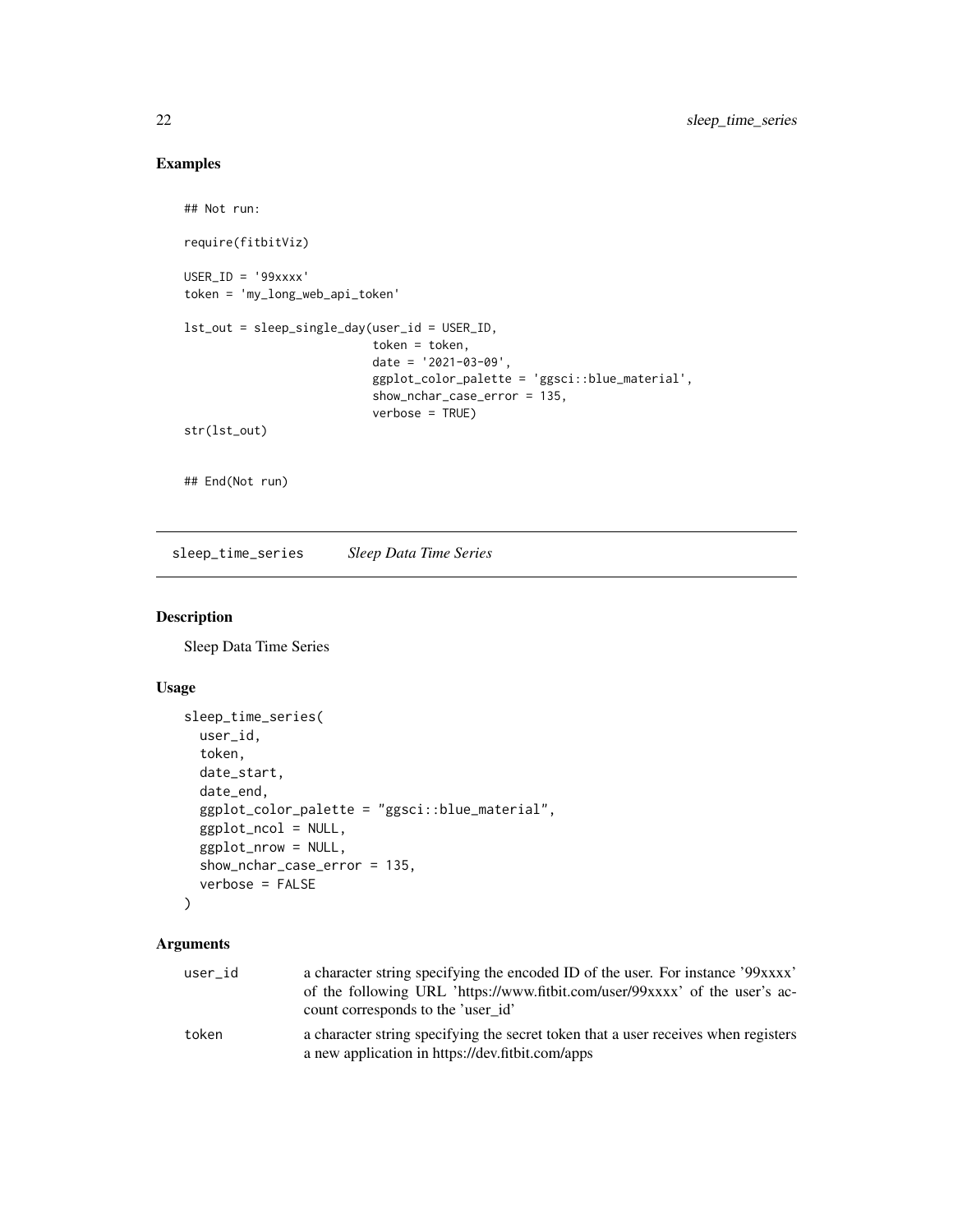## Examples

```
## Not run:

require(fitbitViz)

USER_ID = '99xxxx'
token = 'my_long_web_api_token'

lst_out = sleep_single_day(user_id = USER_ID,
                           token = token,
                           date = '2021-03-09',
                           ggplot_color_palette = 'ggsci::blue_material',
                           show_nchar_case_error = 135,
                           verbose = TRUE)
str(lst_out)


## End(Not run)
```

---

# sleep_time_series *Sleep Data Time Series*

## Description

Sleep Data Time Series

## Usage

```
sleep_time_series(
  user_id,
  token,
  date_start,
  date_end,
  ggplot_color_palette = "ggsci::blue_material",
  ggplot_ncol = NULL,
  ggplot_nrow = NULL,
  show_nchar_case_error = 135,
  verbose = FALSE
)
```

## Arguments

| | |
|---|---|
| user_id | a character string specifying the encoded ID of the user. For instance '99xxxx' of the following URL 'https://www.fitbit.com/user/99xxxx' of the user's account corresponds to the 'user_id' |
| token | a character string specifying the secret token that a user receives when registers a new application in https://dev.fitbit.com/apps |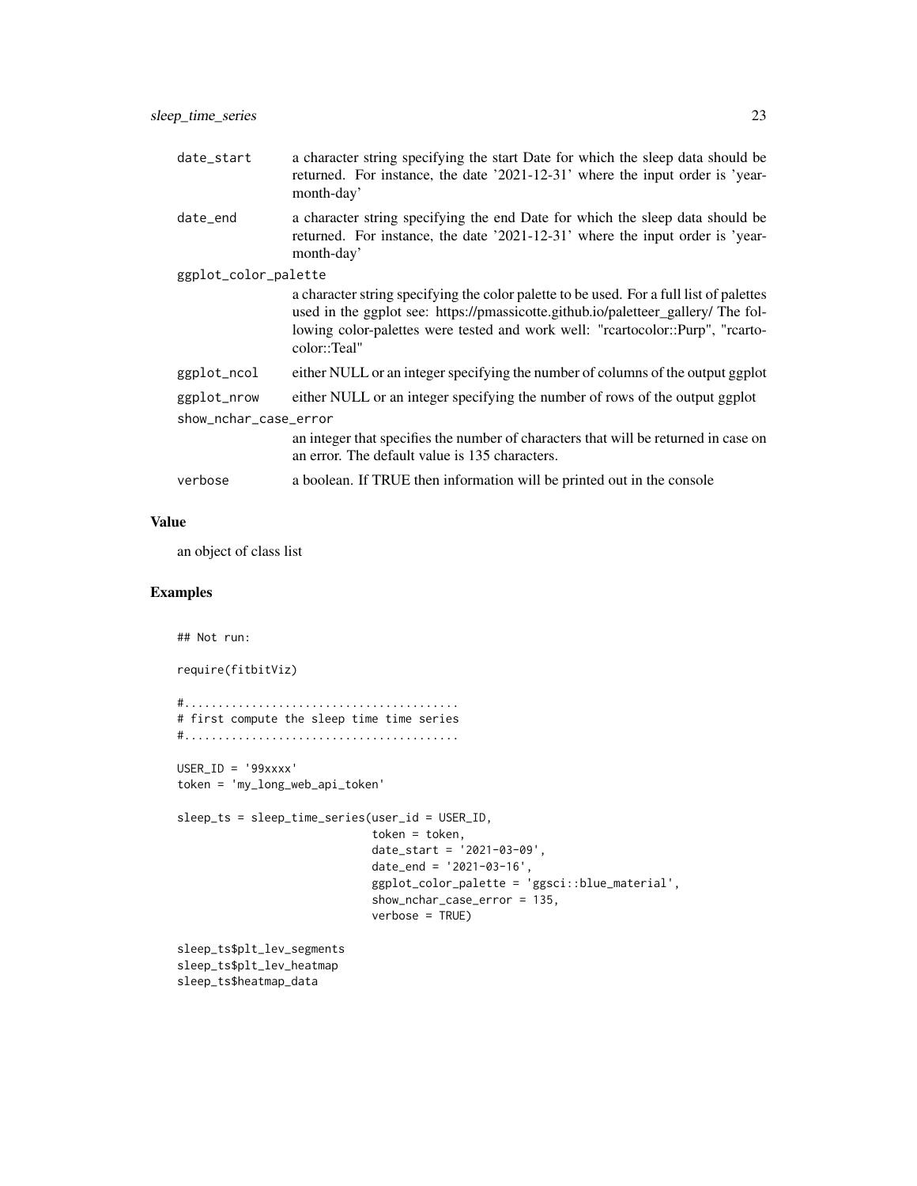| | |
|---|---|
| `date_start` | a character string specifying the start Date for which the sleep data should be returned. For instance, the date '2021-12-31' where the input order is 'year-month-day' |
| `date_end` | a character string specifying the end Date for which the sleep data should be returned. For instance, the date '2021-12-31' where the input order is 'year-month-day' |
| `ggplot_color_palette` | a character string specifying the color palette to be used. For a full list of palettes used in the ggplot see: https://pmassicotte.github.io/paletteer_gallery/ The following color-palettes were tested and work well: "rcartocolor::Purp", "rcartocolor::Teal" |
| `ggplot_ncol` | either NULL or an integer specifying the number of columns of the output ggplot |
| `ggplot_nrow` | either NULL or an integer specifying the number of rows of the output ggplot |
| `show_nchar_case_error` | an integer that specifies the number of characters that will be returned in case on an error. The default value is 135 characters. |
| `verbose` | a boolean. If TRUE then information will be printed out in the console |

## Value

an object of class list

## Examples

```
## Not run:

require(fitbitViz)

#.........................................
# first compute the sleep time time series
#.........................................

USER_ID = '99xxxx'
token = 'my_long_web_api_token'

sleep_ts = sleep_time_series(user_id = USER_ID,
                             token = token,
                             date_start = '2021-03-09',
                             date_end = '2021-03-16',
                             ggplot_color_palette = 'ggsci::blue_material',
                             show_nchar_case_error = 135,
                             verbose = TRUE)

sleep_ts$plt_lev_segments
sleep_ts$plt_lev_heatmap
sleep_ts$heatmap_data
```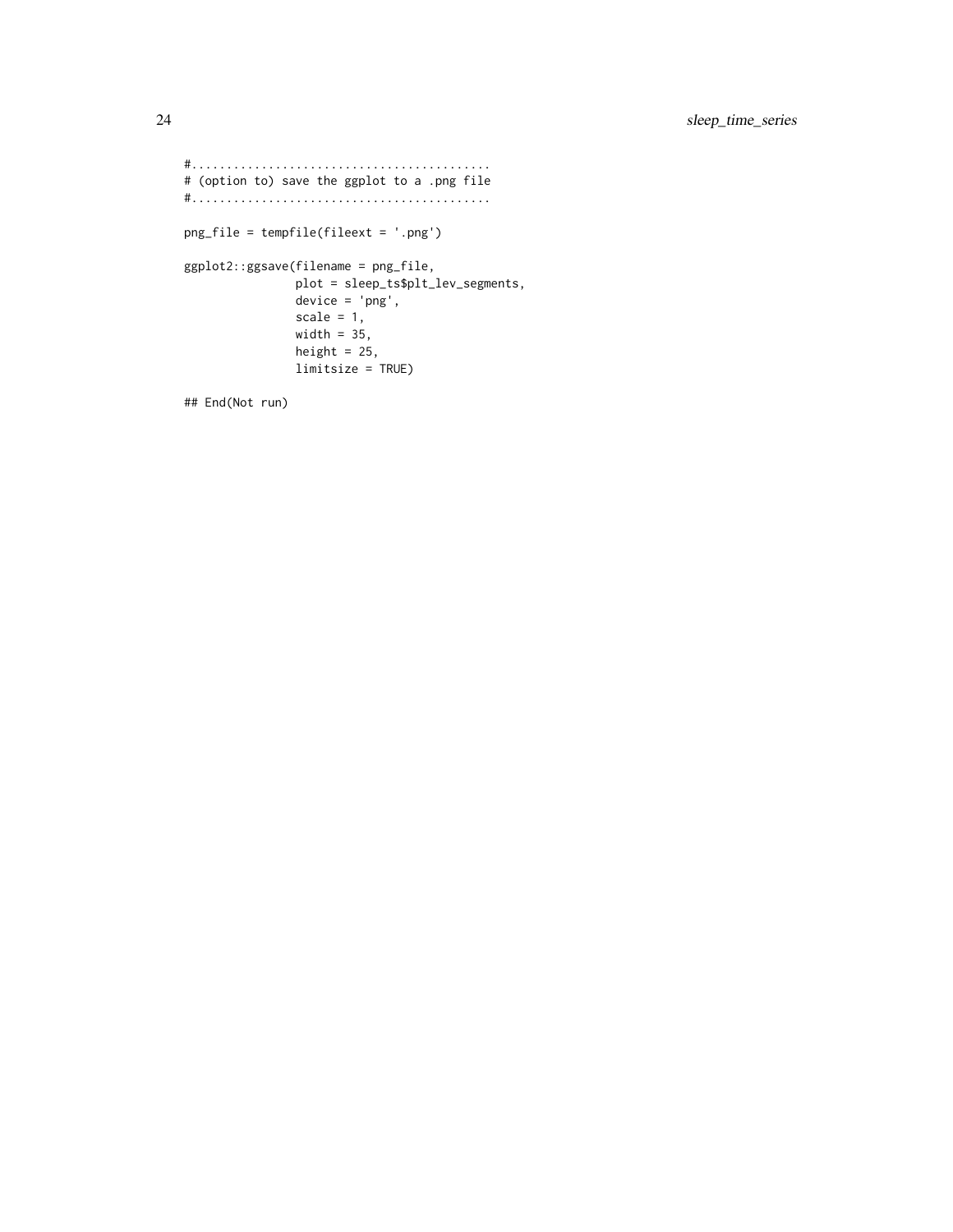```
#..........................................
# (option to) save the ggplot to a .png file
#..........................................

png_file = tempfile(fileext = '.png')

ggplot2::ggsave(filename = png_file,
                plot = sleep_ts$plt_lev_segments,
                device = 'png',
                scale = 1,
                width = 35,
                height = 25,
                limitsize = TRUE)

## End(Not run)
```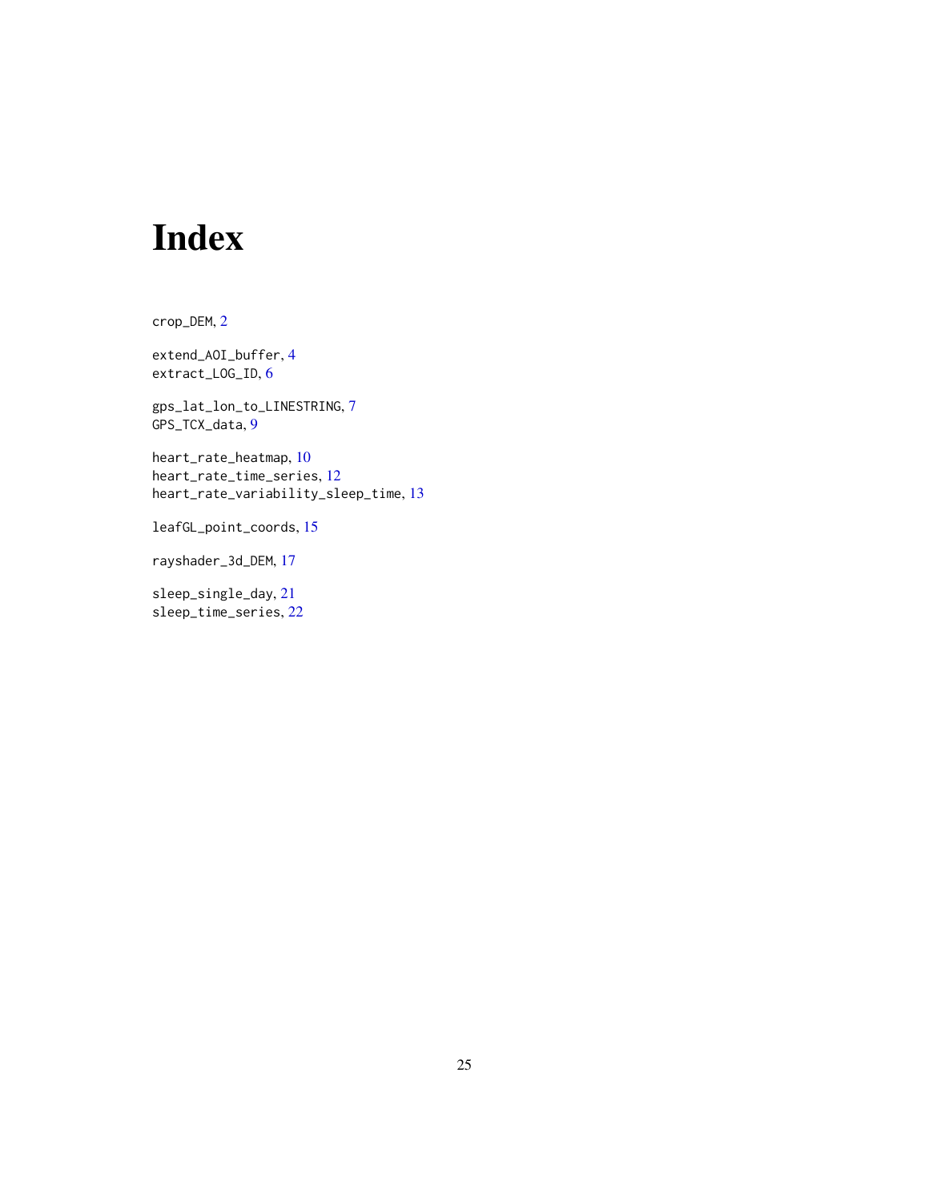# Index

crop_DEM, 2

extend_AOI_buffer, 4
extract_LOG_ID, 6

gps_lat_lon_to_LINESTRING, 7
GPS_TCX_data, 9

heart_rate_heatmap, 10
heart_rate_time_series, 12
heart_rate_variability_sleep_time, 13

leafGL_point_coords, 15

rayshader_3d_DEM, 17

sleep_single_day, 21
sleep_time_series, 22